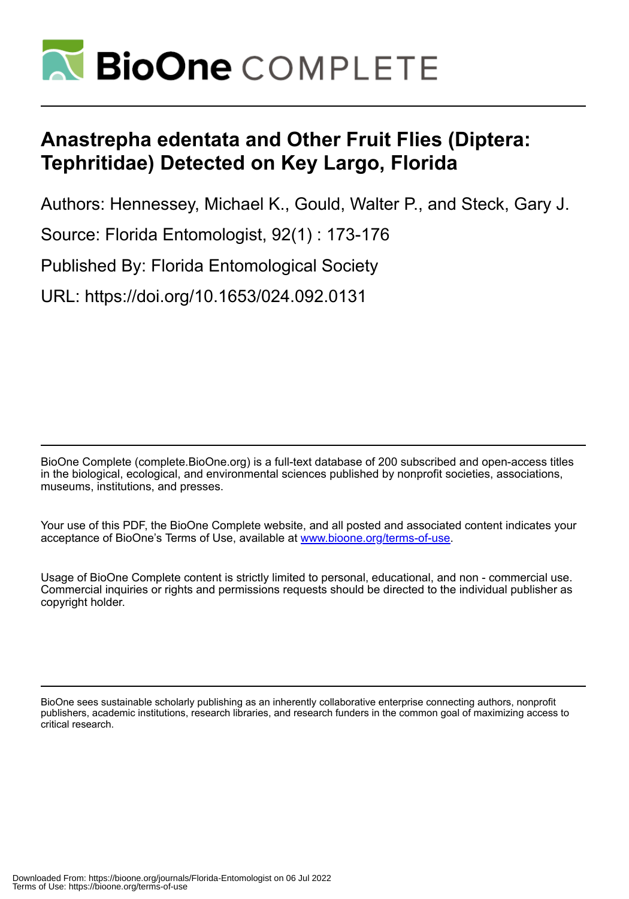# Anastrepha edentata and Other Fruit Flies (Diptera: Tephritidae) Detected on Key Largo, Florida

Authors: Hennessey, Michael K., Gould, Walter P., and Steck, Gary J.

Source: Florida Entomologist, 92(1) : 173-176

Published By: Florida Entomological Society

URL: https://doi.org/10.1653/024.092.0131

BioOne Complete (complete.BioOne.org) is a full-text database of 200 subscribed and open-access titles in the biological, ecological, and environmental sciences published by nonprofit societies, associations, museums, institutions, and presses.

Your use of this PDF, the BioOne Complete website, and all posted and associated content indicates your acceptance of BioOne's Terms of Use, available at www.bioone.org/terms-of-use.

Usage of BioOne Complete content is strictly limited to personal, educational, and non - commercial use. Commercial inquiries or rights and permissions requests should be directed to the individual publisher as copyright holder.

BioOne sees sustainable scholarly publishing as an inherently collaborative enterprise connecting authors, nonprofit publishers, academic institutions, research libraries, and research funders in the common goal of maximizing access to critical research.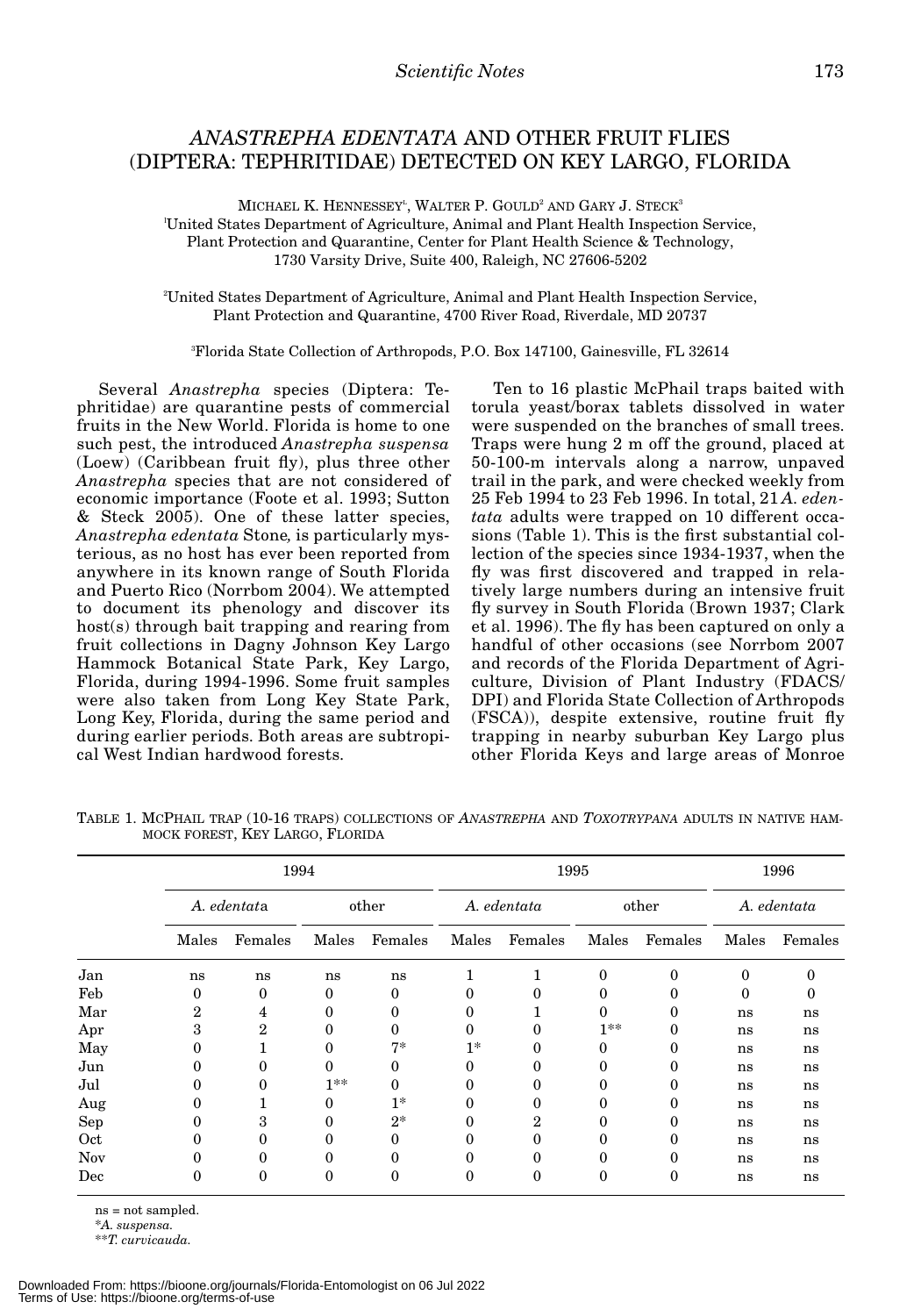# *ANASTREPHA EDENTATA* AND OTHER FRUIT FLIES (DIPTERA: TEPHRITIDAE) DETECTED ON KEY LARGO, FLORIDA

MICHAEL K. HENNESSEY[1], WALTER P. GOULD[2] AND GARY J. STECK[3]

[1]United States Department of Agriculture, Animal and Plant Health Inspection Service, Plant Protection and Quarantine, Center for Plant Health Science & Technology, 1730 Varsity Drive, Suite 400, Raleigh, NC 27606-5202

[2]United States Department of Agriculture, Animal and Plant Health Inspection Service, Plant Protection and Quarantine, 4700 River Road, Riverdale, MD 20737

[3]Florida State Collection of Arthropods, P.O. Box 147100, Gainesville, FL 32614

Several *Anastrepha* species (Diptera: Tephritidae) are quarantine pests of commercial fruits in the New World. Florida is home to one such pest, the introduced *Anastrepha suspensa* (Loew) (Caribbean fruit fly), plus three other *Anastrepha* species that are not considered of economic importance (Foote et al. 1993; Sutton & Steck 2005). One of these latter species, *Anastrepha edentata* Stone*,* is particularly mysterious, as no host has ever been reported from anywhere in its known range of South Florida and Puerto Rico (Norrbom 2004). We attempted to document its phenology and discover its host(s) through bait trapping and rearing from fruit collections in Dagny Johnson Key Largo Hammock Botanical State Park, Key Largo, Florida, during 1994-1996. Some fruit samples were also taken from Long Key State Park, Long Key, Florida, during the same period and during earlier periods. Both areas are subtropical West Indian hardwood forests.

Ten to 16 plastic McPhail traps baited with torula yeast/borax tablets dissolved in water were suspended on the branches of small trees. Traps were hung 2 m off the ground, placed at 50-100-m intervals along a narrow, unpaved trail in the park, and were checked weekly from 25 Feb 1994 to 23 Feb 1996. In total, 21 *A. edentata* adults were trapped on 10 different occasions (Table 1). This is the first substantial collection of the species since 1934-1937, when the fly was first discovered and trapped in relatively large numbers during an intensive fruit fly survey in South Florida (Brown 1937; Clark et al. 1996). The fly has been captured on only a handful of other occasions (see Norrbom 2007 and records of the Florida Department of Agriculture, Division of Plant Industry (FDACS/DPI) and Florida State Collection of Arthropods (FSCA)), despite extensive, routine fruit fly trapping in nearby suburban Key Largo plus other Florida Keys and large areas of Monroe

TABLE 1. MCPHAIL TRAP (10-16 TRAPS) COLLECTIONS OF *ANASTREPHA* AND *TOXOTRYPANA* ADULTS IN NATIVE HAMMOCK FOREST, KEY LARGO, FLORIDA

| | 1994 | | | | 1995 | | | | 1996 | |
|---|---|---|---|---|---|---|---|---|---|---|
| | *A. edentata* | | other | | *A. edentata* | | other | | *A. edentata* | |
| | Males | Females | Males | Females | Males | Females | Males | Females | Males | Females |
| Jan | ns | ns | ns | ns | 1 | 1 | 0 | 0 | 0 | 0 |
| Feb | 0 | 0 | 0 | 0 | 0 | 0 | 0 | 0 | 0 | 0 |
| Mar | 2 | 4 | 0 | 0 | 0 | 1 | 0 | 0 | ns | ns |
| Apr | 3 | 2 | 0 | 0 | 0 | 0 | 1** | 0 | ns | ns |
| May | 0 | 1 | 0 | 7* | 1* | 0 | 0 | 0 | ns | ns |
| Jun | 0 | 0 | 0 | 0 | 0 | 0 | 0 | 0 | ns | ns |
| Jul | 0 | 0 | 1** | 0 | 0 | 0 | 0 | 0 | ns | ns |
| Aug | 0 | 1 | 0 | 1* | 0 | 0 | 0 | 0 | ns | ns |
| Sep | 0 | 3 | 0 | 2* | 0 | 2 | 0 | 0 | ns | ns |
| Oct | 0 | 0 | 0 | 0 | 0 | 0 | 0 | 0 | ns | ns |
| Nov | 0 | 0 | 0 | 0 | 0 | 0 | 0 | 0 | ns | ns |
| Dec | 0 | 0 | 0 | 0 | 0 | 0 | 0 | 0 | ns | ns |

ns = not sampled.

**A. suspensa.*

***T. curvicauda.*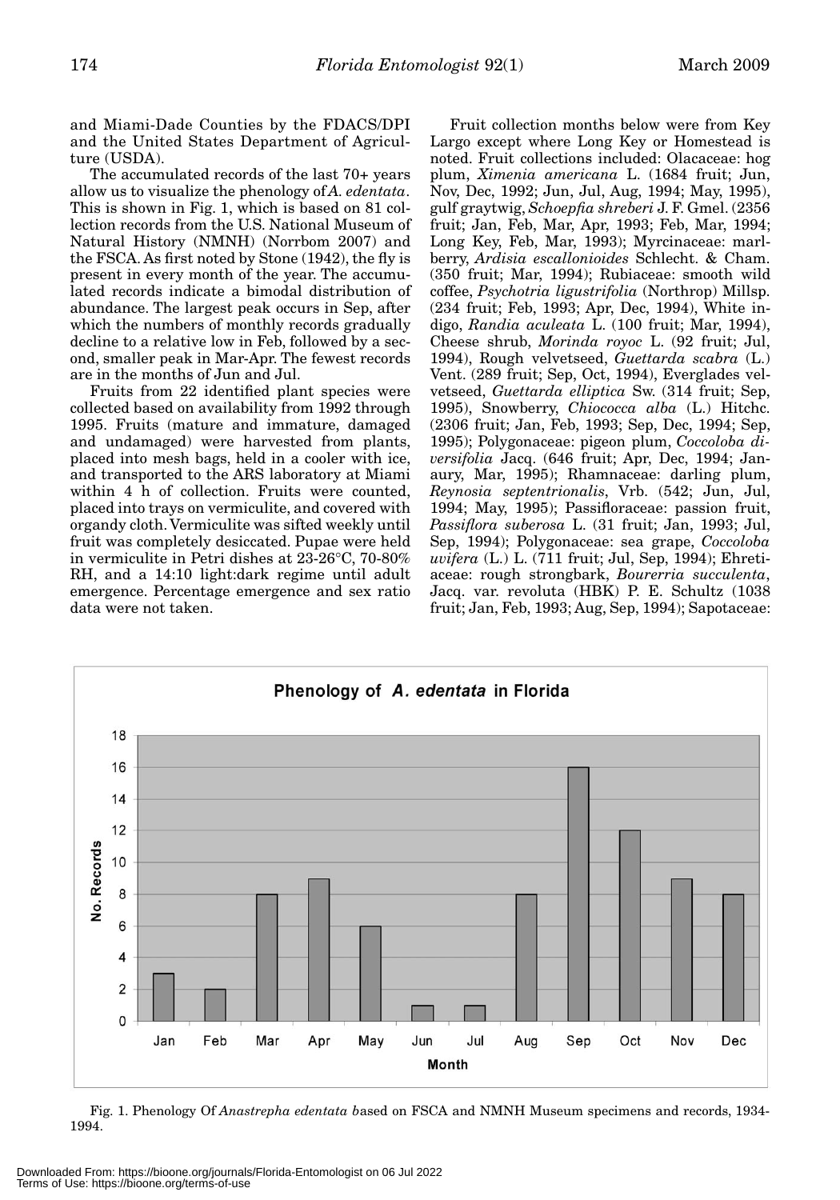and Miami-Dade Counties by the FDACS/DPI and the United States Department of Agriculture (USDA).

The accumulated records of the last 70+ years allow us to visualize the phenology of *A. edentata*. This is shown in Fig. 1, which is based on 81 collection records from the U.S. National Museum of Natural History (NMNH) (Norrbom 2007) and the FSCA. As first noted by Stone (1942), the fly is present in every month of the year. The accumulated records indicate a bimodal distribution of abundance. The largest peak occurs in Sep, after which the numbers of monthly records gradually decline to a relative low in Feb, followed by a second, smaller peak in Mar-Apr. The fewest records are in the months of Jun and Jul.

Fruits from 22 identified plant species were collected based on availability from 1992 through 1995. Fruits (mature and immature, damaged and undamaged) were harvested from plants, placed into mesh bags, held in a cooler with ice, and transported to the ARS laboratory at Miami within 4 h of collection. Fruits were counted, placed into trays on vermiculite, and covered with organdy cloth. Vermiculite was sifted weekly until fruit was completely desiccated. Pupae were held in vermiculite in Petri dishes at 23-26°C, 70-80% RH, and a 14:10 light:dark regime until adult emergence. Percentage emergence and sex ratio data were not taken.

Fruit collection months below were from Key Largo except where Long Key or Homestead is noted. Fruit collections included: Olacaceae: hog plum, *Ximenia americana* L. (1684 fruit; Jun, Nov, Dec, 1992; Jun, Jul, Aug, 1994; May, 1995), gulf graytwig, *Schoepfia shreberi* J. F. Gmel. (2356 fruit; Jan, Feb, Mar, Apr, 1993; Feb, Mar, 1994; Long Key, Feb, Mar, 1993); Myrcinaceae: marlberry, *Ardisia escallonioides* Schlecht. & Cham. (350 fruit; Mar, 1994); Rubiaceae: smooth wild coffee, *Psychotria ligustrifolia* (Northrop) Millsp. (234 fruit; Feb, 1993; Apr, Dec, 1994), White indigo, *Randia aculeata* L. (100 fruit; Mar, 1994), Cheese shrub, *Morinda royoc* L. (92 fruit; Jul, 1994), Rough velvetseed, *Guettarda scabra* (L.) Vent. (289 fruit; Sep, Oct, 1994), Everglades velvetseed, *Guettarda elliptica* Sw. (314 fruit; Sep, 1995), Snowberry, *Chiococca alba* (L.) Hitchc. (2306 fruit; Jan, Feb, 1993; Sep, Dec, 1994; Sep, 1995); Polygonaceae: pigeon plum, *Coccoloba diversifolia* Jacq. (646 fruit; Apr, Dec, 1994; January, Mar, 1995); Rhamnaceae: darling plum, *Reynosia septentrionalis*, Vrb. (542; Jun, Jul, 1994; May, 1995); Passifloraceae: passion fruit, *Passiflora suberosa* L. (31 fruit; Jan, 1993; Jul, Sep, 1994); Polygonaceae: sea grape, *Coccoloba uvifera* (L.) L. (711 fruit; Jul, Sep, 1994); Ehretiaceae: rough strongbark, *Bourerria succulenta*, Jacq. var. revoluta (HBK) P. E. Schultz (1038 fruit; Jan, Feb, 1993; Aug, Sep, 1994); Sapotaceae:

Fig. 1. Phenology Of *Anastrepha edentata* based on FSCA and NMNH Museum specimens and records, 1934-1994.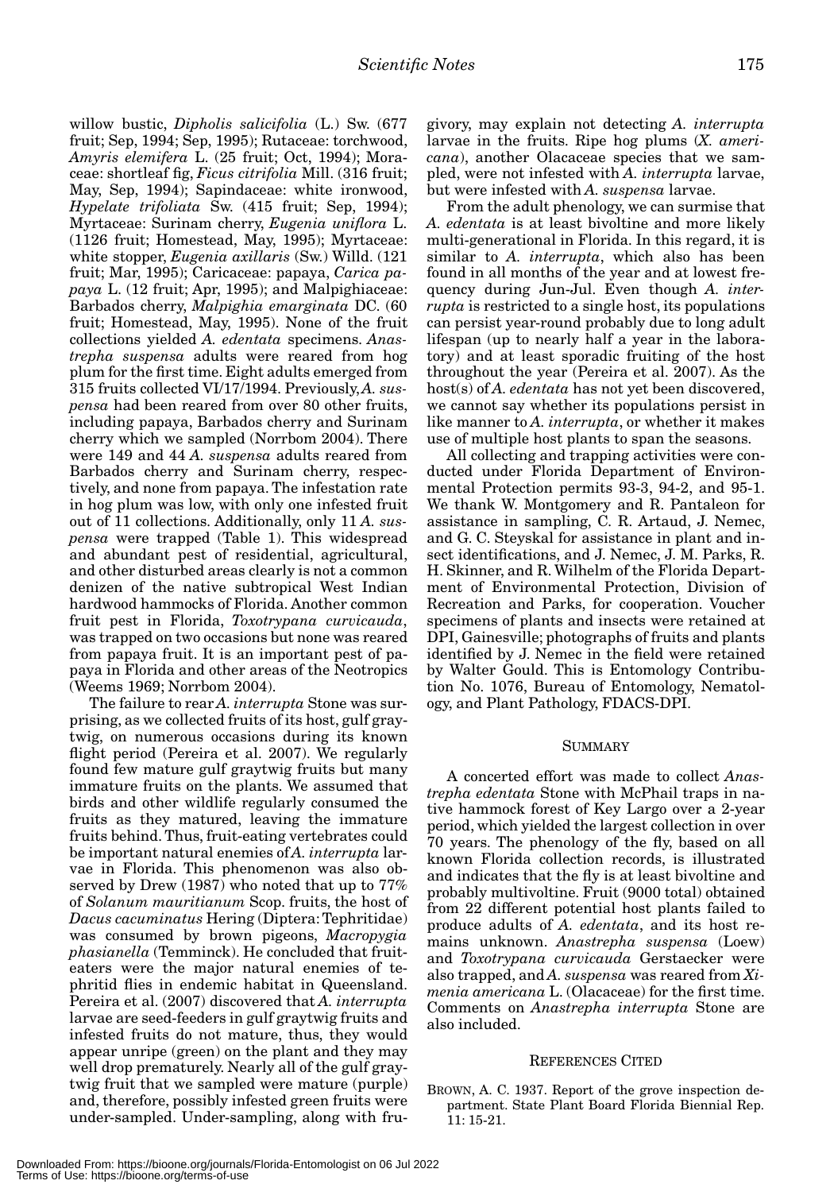willow bustic, *Dipholis salicifolia* (L.) Sw. (677 fruit; Sep, 1994; Sep, 1995); Rutaceae: torchwood, *Amyris elemifera* L. (25 fruit; Oct, 1994); Moraceae: shortleaf fig, *Ficus citrifolia* Mill. (316 fruit; May, Sep, 1994); Sapindaceae: white ironwood, *Hypelate trifoliata* Sw. (415 fruit; Sep, 1994); Myrtaceae: Surinam cherry, *Eugenia uniflora* L. (1126 fruit; Homestead, May, 1995); Myrtaceae: white stopper, *Eugenia axillaris* (Sw.) Willd. (121 fruit; Mar, 1995); Caricaceae: papaya, *Carica papaya* L. (12 fruit; Apr, 1995); and Malpighiaceae: Barbados cherry, *Malpighia emarginata* DC. (60 fruit; Homestead, May, 1995). None of the fruit collections yielded *A. edentata* specimens. *Anastrepha suspensa* adults were reared from hog plum for the first time. Eight adults emerged from 315 fruits collected VI/17/1994. Previously, *A. suspensa* had been reared from over 80 other fruits, including papaya, Barbados cherry and Surinam cherry which we sampled (Norrbom 2004). There were 149 and 44 *A. suspensa* adults reared from Barbados cherry and Surinam cherry, respectively, and none from papaya. The infestation rate in hog plum was low, with only one infested fruit out of 11 collections. Additionally, only 11 *A. suspensa* were trapped (Table 1). This widespread and abundant pest of residential, agricultural, and other disturbed areas clearly is not a common denizen of the native subtropical West Indian hardwood hammocks of Florida. Another common fruit pest in Florida, *Toxotrypana curvicauda*, was trapped on two occasions but none was reared from papaya fruit. It is an important pest of papaya in Florida and other areas of the Neotropics (Weems 1969; Norrbom 2004).

The failure to rear *A. interrupta* Stone was surprising, as we collected fruits of its host, gulf graytwig, on numerous occasions during its known flight period (Pereira et al. 2007). We regularly found few mature gulf graytwig fruits but many immature fruits on the plants. We assumed that birds and other wildlife regularly consumed the fruits as they matured, leaving the immature fruits behind. Thus, fruit-eating vertebrates could be important natural enemies of *A. interrupta* larvae in Florida. This phenomenon was also observed by Drew (1987) who noted that up to 77% of *Solanum mauritianum* Scop. fruits, the host of *Dacus cacuminatus* Hering (Diptera: Tephritidae) was consumed by brown pigeons, *Macropygia phasianella* (Temminck). He concluded that fruit-eaters were the major natural enemies of tephritid flies in endemic habitat in Queensland. Pereira et al. (2007) discovered that *A. interrupta* larvae are seed-feeders in gulf graytwig fruits and infested fruits do not mature, thus, they would appear unripe (green) on the plant and they may well drop prematurely. Nearly all of the gulf graytwig fruit that we sampled were mature (purple) and, therefore, possibly infested green fruits were under-sampled. Under-sampling, along with frugivory, may explain not detecting *A. interrupta* larvae in the fruits. Ripe hog plums (*X. americana*), another Olacaceae species that we sampled, were not infested with *A. interrupta* larvae, but were infested with *A. suspensa* larvae.

From the adult phenology, we can surmise that *A. edentata* is at least bivoltine and more likely multi-generational in Florida. In this regard, it is similar to *A. interrupta*, which also has been found in all months of the year and at lowest frequency during Jun-Jul. Even though *A. interrupta* is restricted to a single host, its populations can persist year-round probably due to long adult lifespan (up to nearly half a year in the laboratory) and at least sporadic fruiting of the host throughout the year (Pereira et al. 2007). As the host(s) of *A. edentata* has not yet been discovered, we cannot say whether its populations persist in like manner to *A. interrupta*, or whether it makes use of multiple host plants to span the seasons.

All collecting and trapping activities were conducted under Florida Department of Environmental Protection permits 93-3, 94-2, and 95-1. We thank W. Montgomery and R. Pantaleon for assistance in sampling, C. R. Artaud, J. Nemec, and G. C. Steyskal for assistance in plant and insect identifications, and J. Nemec, J. M. Parks, R. H. Skinner, and R. Wilhelm of the Florida Department of Environmental Protection, Division of Recreation and Parks, for cooperation. Voucher specimens of plants and insects were retained at DPI, Gainesville; photographs of fruits and plants identified by J. Nemec in the field were retained by Walter Gould. This is Entomology Contribution No. 1076, Bureau of Entomology, Nematology, and Plant Pathology, FDACS-DPI.

## SUMMARY

A concerted effort was made to collect *Anastrepha edentata* Stone with McPhail traps in native hammock forest of Key Largo over a 2-year period, which yielded the largest collection in over 70 years. The phenology of the fly, based on all known Florida collection records, is illustrated and indicates that the fly is at least bivoltine and probably multivoltine. Fruit (9000 total) obtained from 22 different potential host plants failed to produce adults of *A. edentata*, and its host remains unknown. *Anastrepha suspensa* (Loew) and *Toxotrypana curvicauda* Gerstaecker were also trapped, and *A. suspensa* was reared from *Ximenia americana* L. (Olacaceae) for the first time. Comments on *Anastrepha interrupta* Stone are also included.

## REFERENCES CITED

BROWN, A. C. 1937. Report of the grove inspection department. State Plant Board Florida Biennial Rep. 11: 15-21.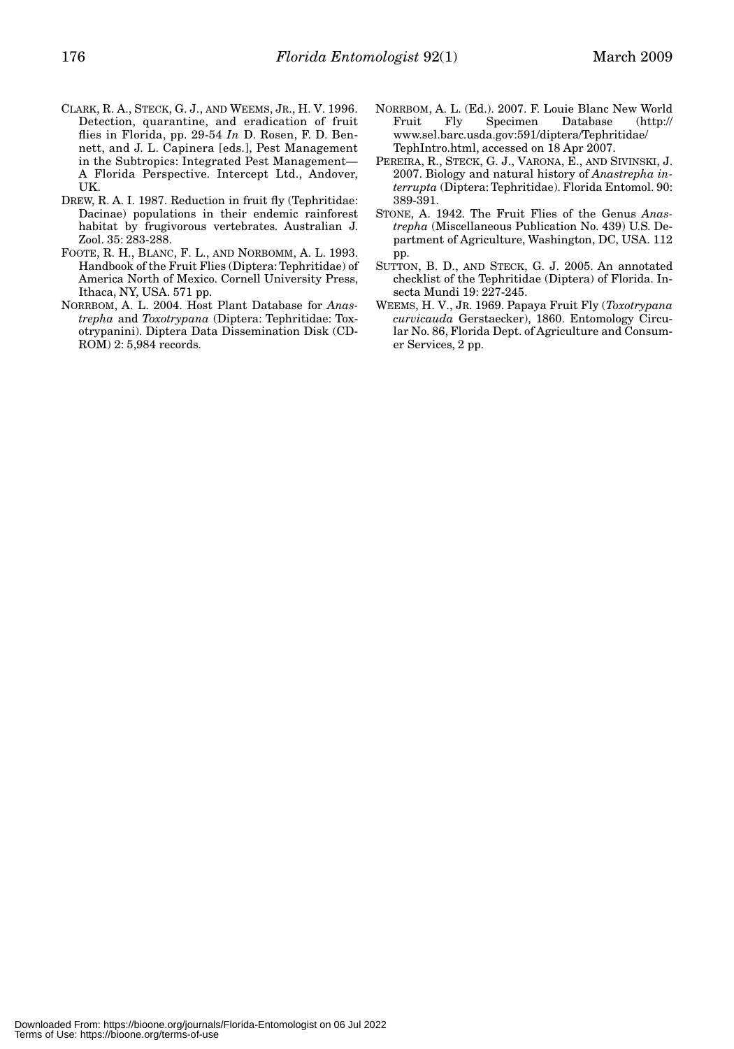CLARK, R. A., STECK, G. J., AND WEEMS, JR., H. V. 1996. Detection, quarantine, and eradication of fruit flies in Florida, pp. 29-54 *In* D. Rosen, F. D. Bennett, and J. L. Capinera [eds.], Pest Management in the Subtropics: Integrated Pest Management—A Florida Perspective. Intercept Ltd., Andover, UK.

DREW, R. A. I. 1987. Reduction in fruit fly (Tephritidae: Dacinae) populations in their endemic rainforest habitat by frugivorous vertebrates. Australian J. Zool. 35: 283-288.

FOOTE, R. H., BLANC, F. L., AND NORBOMM, A. L. 1993. Handbook of the Fruit Flies (Diptera: Tephritidae) of America North of Mexico. Cornell University Press, Ithaca, NY, USA. 571 pp.

NORRBOM, A. L. 2004. Host Plant Database for *Anastrepha* and *Toxotrypana* (Diptera: Tephritidae: Toxotrypanini). Diptera Data Dissemination Disk (CD-ROM) 2: 5,984 records.

NORRBOM, A. L. (Ed.). 2007. F. Louie Blanc New World Fruit Fly Specimen Database (http://www.sel.barc.usda.gov:591/diptera/Tephritidae/TephIntro.html, accessed on 18 Apr 2007.

PEREIRA, R., STECK, G. J., VARONA, E., AND SIVINSKI, J. 2007. Biology and natural history of *Anastrepha interrupta* (Diptera: Tephritidae). Florida Entomol. 90: 389-391.

STONE, A. 1942. The Fruit Flies of the Genus *Anastrepha* (Miscellaneous Publication No. 439) U.S. Department of Agriculture, Washington, DC, USA. 112 pp.

SUTTON, B. D., AND STECK, G. J. 2005. An annotated checklist of the Tephritidae (Diptera) of Florida. Insecta Mundi 19: 227-245.

WEEMS, H. V., JR. 1969. Papaya Fruit Fly (*Toxotrypana curvicauda* Gerstaecker), 1860. Entomology Circular No. 86, Florida Dept. of Agriculture and Consumer Services, 2 pp.